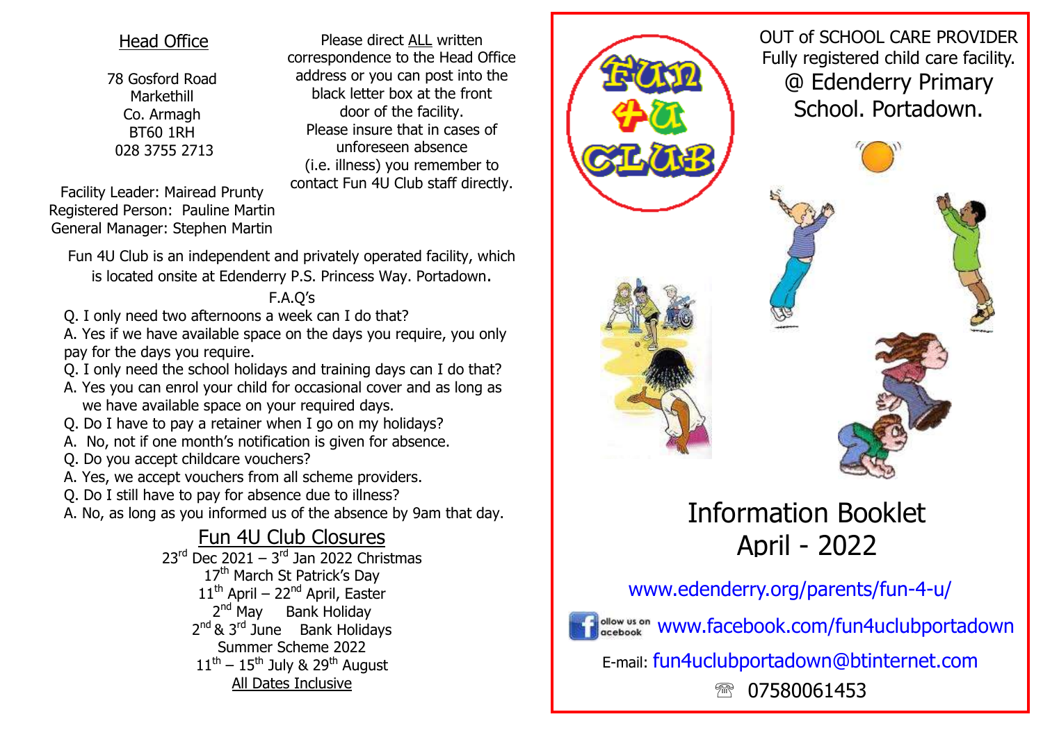## Head Office

78 Gosford Road
Markethill
Co. Armagh
BT60 1RH
028 3755 2713

Please direct ALL written correspondence to the Head Office address or you can post into the black letter box at the front door of the facility.
Please insure that in cases of unforeseen absence (i.e. illness) you remember to contact Fun 4U Club staff directly.

Facility Leader: Mairead Prunty
Registered Person: Pauline Martin
General Manager: Stephen Martin

Fun 4U Club is an independent and privately operated facility, which is located onsite at Edenderry P.S. Princess Way. Portadown.

F.A.Q's

Q. I only need two afternoons a week can I do that?
A. Yes if we have available space on the days you require, you only pay for the days you require.
Q. I only need the school holidays and training days can I do that?
A. Yes you can enrol your child for occasional cover and as long as we have available space on your required days.
Q. Do I have to pay a retainer when I go on my holidays?
A. No, not if one month's notification is given for absence.
Q. Do you accept childcare vouchers?
A. Yes, we accept vouchers from all scheme providers.
Q. Do I still have to pay for absence due to illness?
A. No, as long as you informed us of the absence by 9am that day.

## Fun 4U Club Closures

23rd Dec 2021 – 3rd Jan 2022 Christmas
17th March St Patrick's Day
11th April – 22nd April, Easter
2nd May Bank Holiday
2nd & 3rd June Bank Holidays
Summer Scheme 2022
11th – 15th July & 29th August
All Dates Inclusive

---

Fun 4U Club

OUT of SCHOOL CARE PROVIDER
Fully registered child care facility.
@ Edenderry Primary School. Portadown.

# Information Booklet April - 2022

www.edenderry.org/parents/fun-4-u/

Follow us on Facebook www.facebook.com/fun4uclubportadown

E-mail: fun4uclubportadown@btinternet.com

☎ 07580061453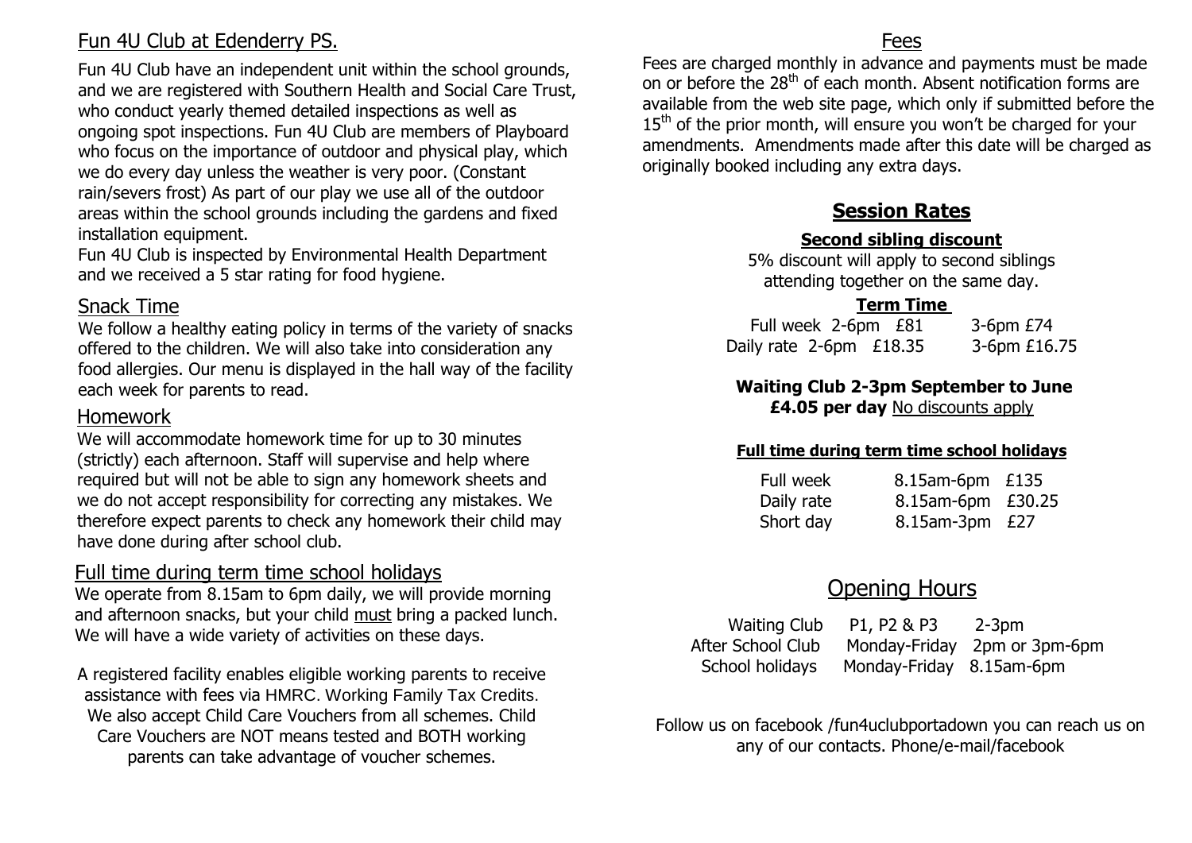## Fun 4U Club at Edenderry PS.

Fun 4U Club have an independent unit within the school grounds, and we are registered with Southern Health and Social Care Trust, who conduct yearly themed detailed inspections as well as ongoing spot inspections. Fun 4U Club are members of Playboard who focus on the importance of outdoor and physical play, which we do every day unless the weather is very poor. (Constant rain/severs frost) As part of our play we use all of the outdoor areas within the school grounds including the gardens and fixed installation equipment.

Fun 4U Club is inspected by Environmental Health Department and we received a 5 star rating for food hygiene.

## Snack Time

We follow a healthy eating policy in terms of the variety of snacks offered to the children. We will also take into consideration any food allergies. Our menu is displayed in the hall way of the facility each week for parents to read.

## Homework

We will accommodate homework time for up to 30 minutes (strictly) each afternoon. Staff will supervise and help where required but will not be able to sign any homework sheets and we do not accept responsibility for correcting any mistakes. We therefore expect parents to check any homework their child may have done during after school club.

## Full time during term time school holidays

We operate from 8.15am to 6pm daily, we will provide morning and afternoon snacks, but your child must bring a packed lunch. We will have a wide variety of activities on these days.

A registered facility enables eligible working parents to receive assistance with fees via HMRC. Working Family Tax Credits. We also accept Child Care Vouchers from all schemes. Child Care Vouchers are NOT means tested and BOTH working parents can take advantage of voucher schemes.

## Fees

Fees are charged monthly in advance and payments must be made on or before the 28th of each month. Absent notification forms are available from the web site page, which only if submitted before the 15th of the prior month, will ensure you won't be charged for your amendments. Amendments made after this date will be charged as originally booked including any extra days.

## Session Rates

**Second sibling discount**

5% discount will apply to second siblings attending together on the same day.

**Term Time**

| | | |
|---|---|---|
| Full week | 2-6pm £81 | 3-6pm £74 |
| Daily rate | 2-6pm £18.35 | 3-6pm £16.75 |

**Waiting Club 2-3pm September to June**
**£4.05 per day** No discounts apply

**Full time during term time school holidays**

| | | |
|---|---|---|
| Full week | 8.15am-6pm | £135 |
| Daily rate | 8.15am-6pm | £30.25 |
| Short day | 8.15am-3pm | £27 |

## Opening Hours

| | | |
|---|---|---|
| Waiting Club | P1, P2 & P3 | 2-3pm |
| After School Club | Monday-Friday | 2pm or 3pm-6pm |
| School holidays | Monday-Friday | 8.15am-6pm |

Follow us on facebook /fun4uclubportadown you can reach us on any of our contacts. Phone/e-mail/facebook